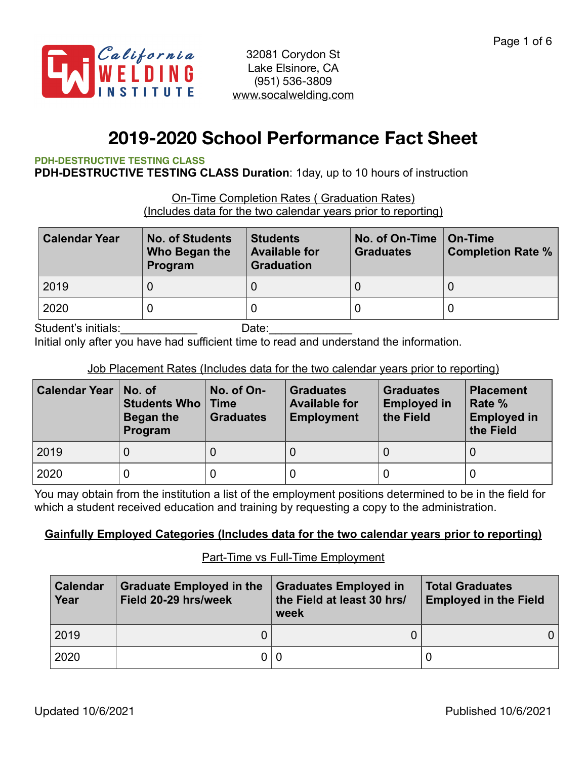California WELDING INSTITUTE

32081 Corydon St
Lake Elsinore, CA
(951) 536-3809
www.socalwelding.com

# 2019-2020 School Performance Fact Sheet

**PDH-DESTRUCTIVE TESTING CLASS**

**PDH-DESTRUCTIVE TESTING CLASS Duration**: 1day, up to 10 hours of instruction

On-Time Completion Rates ( Graduation Rates)
(Includes data for the two calendar years prior to reporting)

| Calendar Year | No. of Students Who Began the Program | Students Available for Graduation | No. of On-Time Graduates | On-Time Completion Rate % |
|---|---|---|---|---|
| 2019 | 0 | 0 | 0 | 0 |
| 2020 | 0 | 0 | 0 | 0 |

Student's initials:____________ Date:_____________

Initial only after you have had sufficient time to read and understand the information.

Job Placement Rates (Includes data for the two calendar years prior to reporting)

| Calendar Year | No. of Students Who Began the Program | No. of On-Time Graduates | Graduates Available for Employment | Graduates Employed in the Field | Placement Rate % Employed in the Field |
|---|---|---|---|---|---|
| 2019 | 0 | 0 | 0 | 0 | 0 |
| 2020 | 0 | 0 | 0 | 0 | 0 |

You may obtain from the institution a list of the employment positions determined to be in the field for which a student received education and training by requesting a copy to the administration.

**Gainfully Employed Categories (Includes data for the two calendar years prior to reporting)**

Part-Time vs Full-Time Employment

| Calendar Year | Graduate Employed in the Field 20-29 hrs/week | Graduates Employed in the Field at least 30 hrs/ week | Total Graduates Employed in the Field |
|---|---|---|---|
| 2019 | 0 | 0 | 0 |
| 2020 | 0 | 0 | 0 |

Updated 10/6/2021

Published 10/6/2021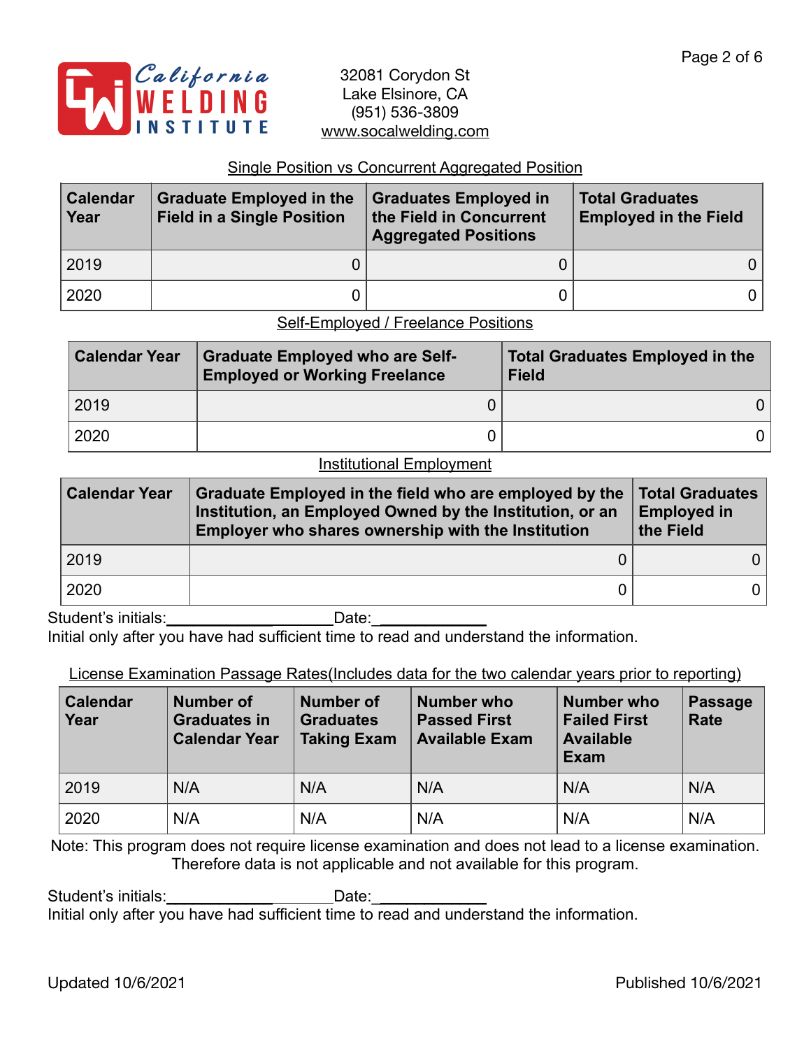California WELDING INSTITUTE

32081 Corydon St
Lake Elsinore, CA
(951) 536-3809
www.socalwelding.com

Single Position vs Concurrent Aggregated Position

| Calendar Year | Graduate Employed in the Field in a Single Position | Graduates Employed in the Field in Concurrent Aggregated Positions | Total Graduates Employed in the Field |
|---|---|---|---|
| 2019 | 0 | 0 | 0 |
| 2020 | 0 | 0 | 0 |

Self-Employed / Freelance Positions

| Calendar Year | Graduate Employed who are Self-Employed or Working Freelance | Total Graduates Employed in the Field |
|---|---|---|
| 2019 | 0 | 0 |
| 2020 | 0 | 0 |

Institutional Employment

| Calendar Year | Graduate Employed in the field who are employed by the Institution, an Employed Owned by the Institution, or an Employer who shares ownership with the Institution | Total Graduates Employed in the Field |
|---|---|---|
| 2019 | 0 | 0 |
| 2020 | 0 | 0 |

Student's initials:____________________ Date:____________
Initial only after you have had sufficient time to read and understand the information.

License Examination Passage Rates(Includes data for the two calendar years prior to reporting)

| Calendar Year | Number of Graduates in Calendar Year | Number of Graduates Taking Exam | Number who Passed First Available Exam | Number who Failed First Available Exam | Passage Rate |
|---|---|---|---|---|---|
| 2019 | N/A | N/A | N/A | N/A | N/A |
| 2020 | N/A | N/A | N/A | N/A | N/A |

Note: This program does not require license examination and does not lead to a license examination. Therefore data is not applicable and not available for this program.

Student's initials:____________________ Date:____________
Initial only after you have had sufficient time to read and understand the information.

Updated 10/6/2021 Published 10/6/2021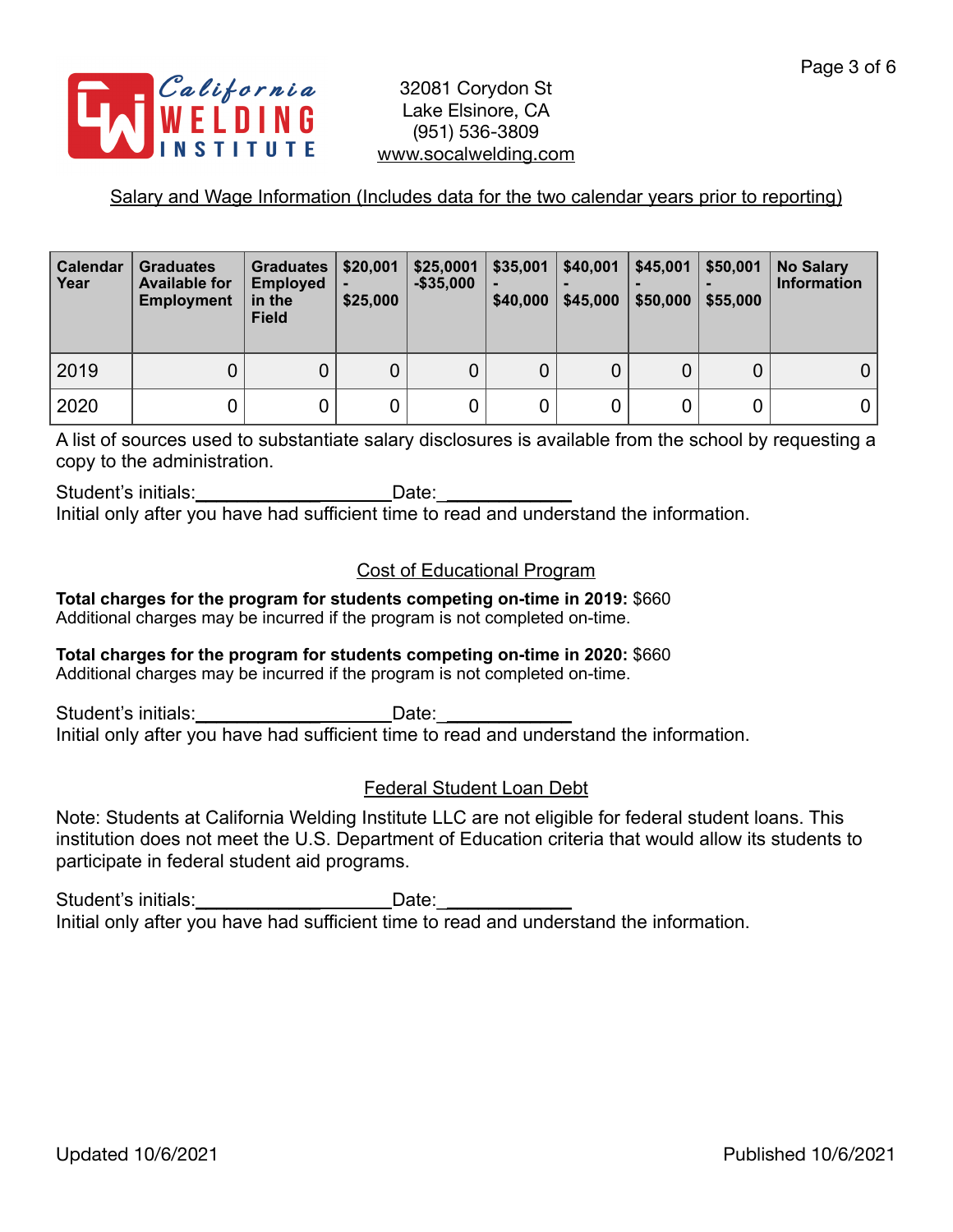California Welding Institute

32081 Corydon St
Lake Elsinore, CA
(951) 536-3809
www.socalwelding.com

## Salary and Wage Information (Includes data for the two calendar years prior to reporting)

| Calendar Year | Graduates Available for Employment | Graduates Employed in the Field | $20,001 - $25,000 | $25,0001 -$35,000 | $35,001 - $40,000 | $40,001 - $45,000 | $45,001 - $50,000 | $50,001 - $55,000 | No Salary Information |
|---|---|---|---|---|---|---|---|---|---|
| 2019 | 0 | 0 | 0 | 0 | 0 | 0 | 0 | 0 | 0 |
| 2020 | 0 | 0 | 0 | 0 | 0 | 0 | 0 | 0 | 0 |

A list of sources used to substantiate salary disclosures is available from the school by requesting a copy to the administration.

Student's initials:____________________Date:_____________
Initial only after you have had sufficient time to read and understand the information.

## Cost of Educational Program

**Total charges for the program for students competing on-time in 2019:** $660
Additional charges may be incurred if the program is not completed on-time.

**Total charges for the program for students competing on-time in 2020:** $660
Additional charges may be incurred if the program is not completed on-time.

Student's initials:____________________Date:_____________
Initial only after you have had sufficient time to read and understand the information.

## Federal Student Loan Debt

Note: Students at California Welding Institute LLC are not eligible for federal student loans. This institution does not meet the U.S. Department of Education criteria that would allow its students to participate in federal student aid programs.

Student's initials:____________________Date:_____________
Initial only after you have had sufficient time to read and understand the information.

Updated 10/6/2021 Published 10/6/2021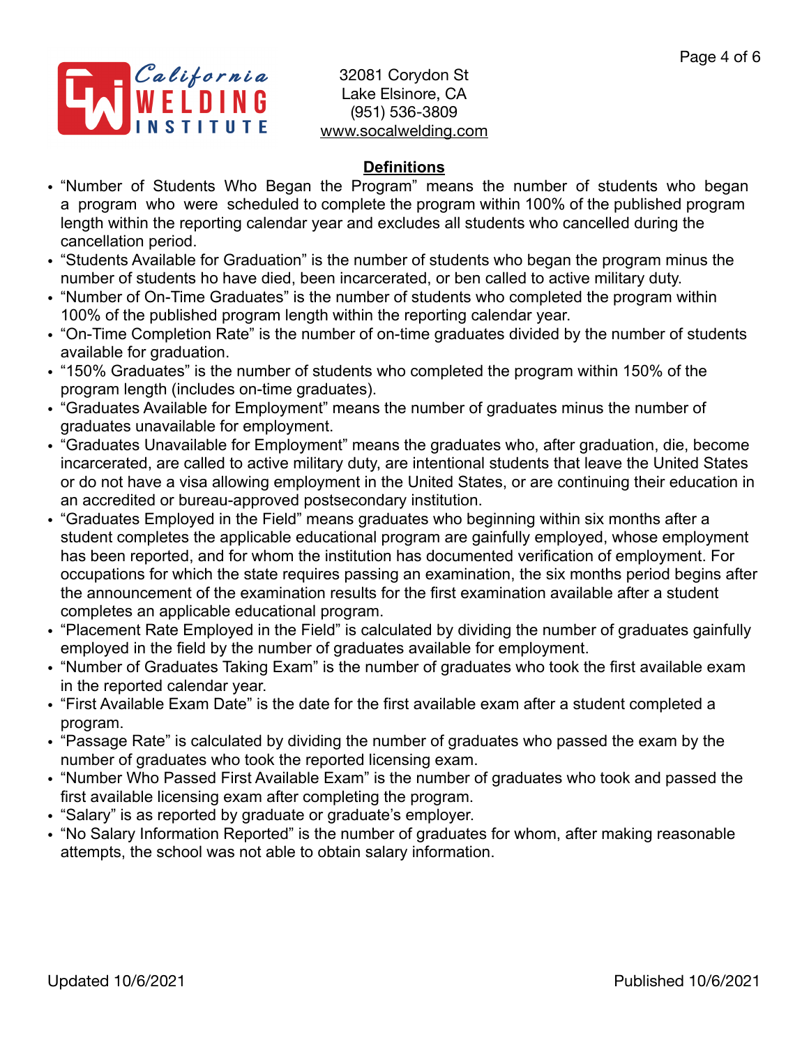California Welding Institute

32081 Corydon St
Lake Elsinore, CA
(951) 536-3809
www.socalwelding.com

## Definitions

- "Number of Students Who Began the Program" means the number of students who began a program who were scheduled to complete the program within 100% of the published program length within the reporting calendar year and excludes all students who cancelled during the cancellation period.
- "Students Available for Graduation" is the number of students who began the program minus the number of students ho have died, been incarcerated, or ben called to active military duty.
- "Number of On-Time Graduates" is the number of students who completed the program within 100% of the published program length within the reporting calendar year.
- "On-Time Completion Rate" is the number of on-time graduates divided by the number of students available for graduation.
- "150% Graduates" is the number of students who completed the program within 150% of the program length (includes on-time graduates).
- "Graduates Available for Employment" means the number of graduates minus the number of graduates unavailable for employment.
- "Graduates Unavailable for Employment" means the graduates who, after graduation, die, become incarcerated, are called to active military duty, are intentional students that leave the United States or do not have a visa allowing employment in the United States, or are continuing their education in an accredited or bureau-approved postsecondary institution.
- "Graduates Employed in the Field" means graduates who beginning within six months after a student completes the applicable educational program are gainfully employed, whose employment has been reported, and for whom the institution has documented verification of employment. For occupations for which the state requires passing an examination, the six months period begins after the announcement of the examination results for the first examination available after a student completes an applicable educational program.
- "Placement Rate Employed in the Field" is calculated by dividing the number of graduates gainfully employed in the field by the number of graduates available for employment.
- "Number of Graduates Taking Exam" is the number of graduates who took the first available exam in the reported calendar year.
- "First Available Exam Date" is the date for the first available exam after a student completed a program.
- "Passage Rate" is calculated by dividing the number of graduates who passed the exam by the number of graduates who took the reported licensing exam.
- "Number Who Passed First Available Exam" is the number of graduates who took and passed the first available licensing exam after completing the program.
- "Salary" is as reported by graduate or graduate's employer.
- "No Salary Information Reported" is the number of graduates for whom, after making reasonable attempts, the school was not able to obtain salary information.

Updated 10/6/2021 Published 10/6/2021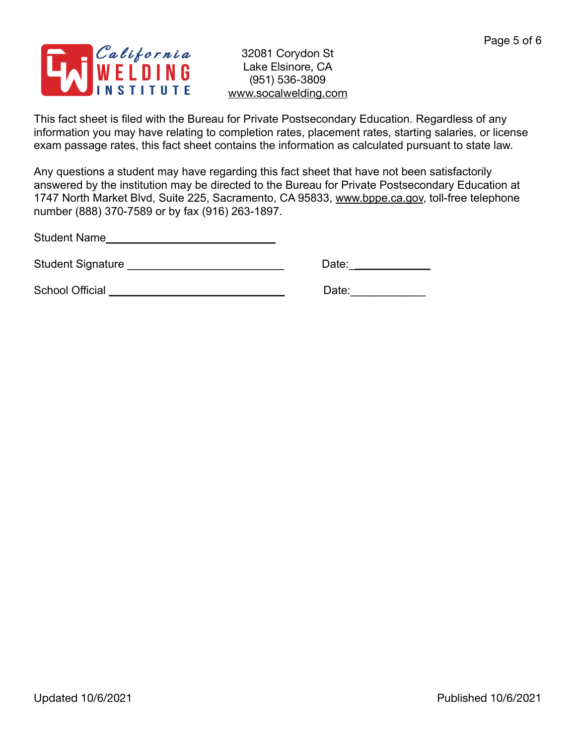California WELDING INSTITUTE

32081 Corydon St
Lake Elsinore, CA
(951) 536-3809
www.socalwelding.com

This fact sheet is filed with the Bureau for Private Postsecondary Education. Regardless of any information you may have relating to completion rates, placement rates, starting salaries, or license exam passage rates, this fact sheet contains the information as calculated pursuant to state law.

Any questions a student may have regarding this fact sheet that have not been satisfactorily answered by the institution may be directed to the Bureau for Private Postsecondary Education at 1747 North Market Blvd, Suite 225, Sacramento, CA 95833, www.bppe.ca.gov, toll-free telephone number (888) 370-7589 or by fax (916) 263-1897.

Student Name____________________________

Student Signature _________________________ Date:____________

School Official ____________________________ Date:____________

Updated 10/6/2021 Published 10/6/2021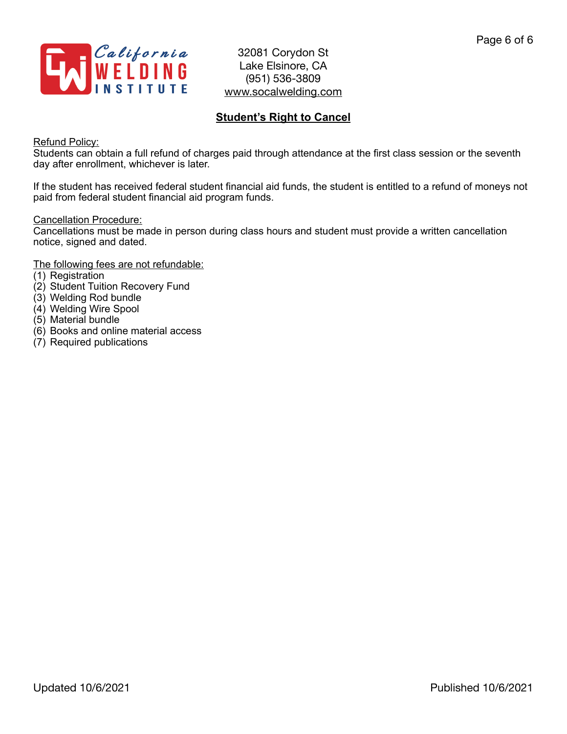California Welding Institute

32081 Corydon St
Lake Elsinore, CA
(951) 536-3809
www.socalwelding.com

## Student's Right to Cancel

Refund Policy:
Students can obtain a full refund of charges paid through attendance at the first class session or the seventh day after enrollment, whichever is later.

If the student has received federal student financial aid funds, the student is entitled to a refund of moneys not paid from federal student financial aid program funds.

Cancellation Procedure:
Cancellations must be made in person during class hours and student must provide a written cancellation notice, signed and dated.

The following fees are not refundable:
(1) Registration
(2) Student Tuition Recovery Fund
(3) Welding Rod bundle
(4) Welding Wire Spool
(5) Material bundle
(6) Books and online material access
(7) Required publications

Updated 10/6/2021

Published 10/6/2021